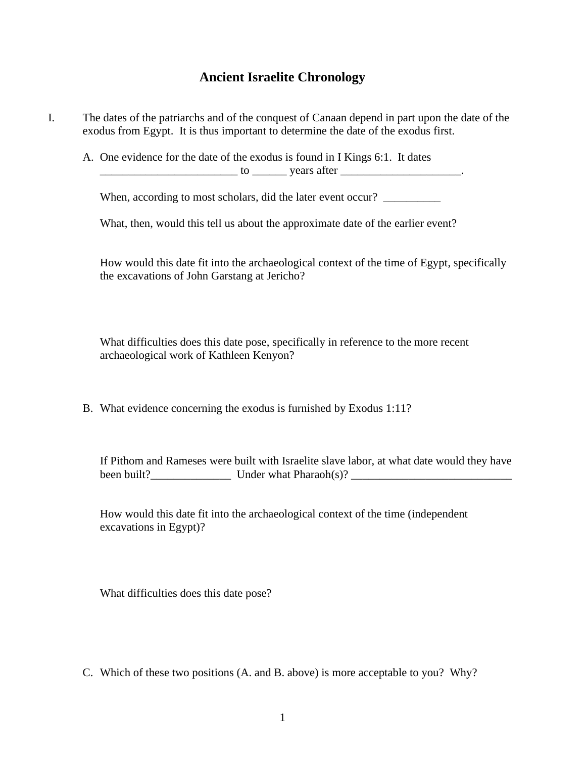# Ancient Israelite Chronology

I. The dates of the patriarchs and of the conquest of Canaan depend in part upon the date of the exodus from Egypt. It is thus important to determine the date of the exodus first.

A. One evidence for the date of the exodus is found in I Kings 6:1. It dates ________________________ to ______ years after _____________________.

When, according to most scholars, did the later event occur? __________

What, then, would this tell us about the approximate date of the earlier event?

How would this date fit into the archaeological context of the time of Egypt, specifically the excavations of John Garstang at Jericho?

What difficulties does this date pose, specifically in reference to the more recent archaeological work of Kathleen Kenyon?

B. What evidence concerning the exodus is furnished by Exodus 1:11?

If Pithom and Rameses were built with Israelite slave labor, at what date would they have been built?______________ Under what Pharaoh(s)? ____________________________

How would this date fit into the archaeological context of the time (independent excavations in Egypt)?

What difficulties does this date pose?

C. Which of these two positions (A. and B. above) is more acceptable to you? Why?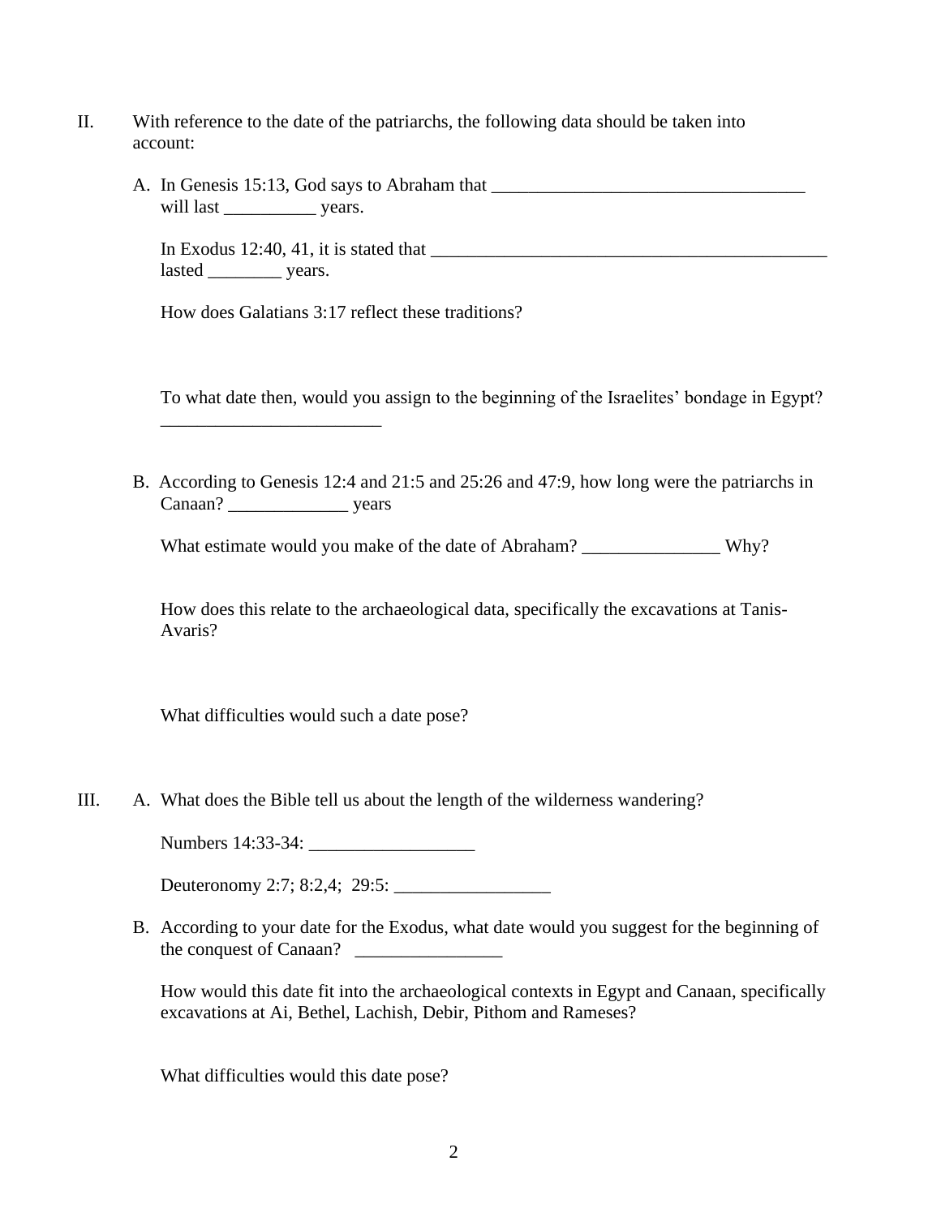II. With reference to the date of the patriarchs, the following data should be taken into account:

A. In Genesis 15:13, God says to Abraham that ___________________________________ will last __________ years.

In Exodus 12:40, 41, it is stated that ____________________________________________ lasted ________ years.

How does Galatians 3:17 reflect these traditions?

To what date then, would you assign to the beginning of the Israelites' bondage in Egypt? ________________________

B. According to Genesis 12:4 and 21:5 and 25:26 and 47:9, how long were the patriarchs in Canaan? _____________ years

What estimate would you make of the date of Abraham? _______________ Why?

How does this relate to the archaeological data, specifically the excavations at Tanis-Avaris?

What difficulties would such a date pose?

III. A. What does the Bible tell us about the length of the wilderness wandering?

Numbers 14:33-34: __________________

Deuteronomy 2:7; 8:2,4; 29:5: _________________

B. According to your date for the Exodus, what date would you suggest for the beginning of the conquest of Canaan? ________________

How would this date fit into the archaeological contexts in Egypt and Canaan, specifically excavations at Ai, Bethel, Lachish, Debir, Pithom and Rameses?

What difficulties would this date pose?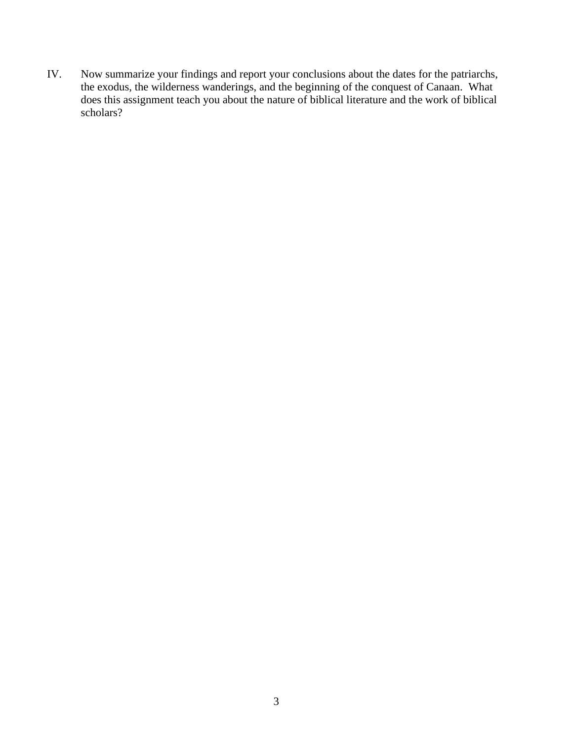IV. Now summarize your findings and report your conclusions about the dates for the patriarchs, the exodus, the wilderness wanderings, and the beginning of the conquest of Canaan. What does this assignment teach you about the nature of biblical literature and the work of biblical scholars?